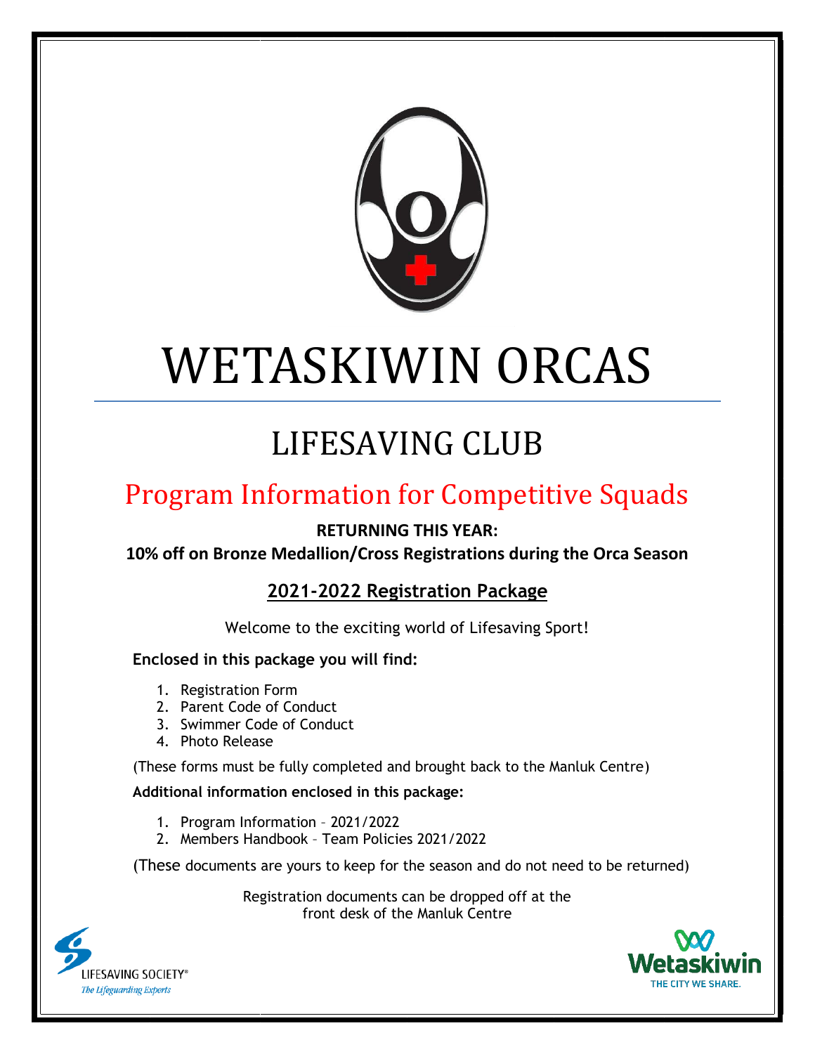# WETASKIWIN ORCAS

## LIFESAVING CLUB

## Program Information for Competitive Squads

**RETURNING THIS YEAR:**

**10% off on Bronze Medallion/Cross Registrations during the Orca Season**

### 2021-2022 Registration Package

Welcome to the exciting world of Lifesaving Sport!

**Enclosed in this package you will find:**

1. Registration Form
2. Parent Code of Conduct
3. Swimmer Code of Conduct
4. Photo Release

(These forms must be fully completed and brought back to the Manluk Centre)

**Additional information enclosed in this package:**

1. Program Information – 2021/2022
2. Members Handbook – Team Policies 2021/2022

(These documents are yours to keep for the season and do not need to be returned)

Registration documents can be dropped off at the front desk of the Manluk Centre

LIFESAVING SOCIETY®
*The Lifeguarding Experts*

Wetaskiwin
THE CITY WE SHARE.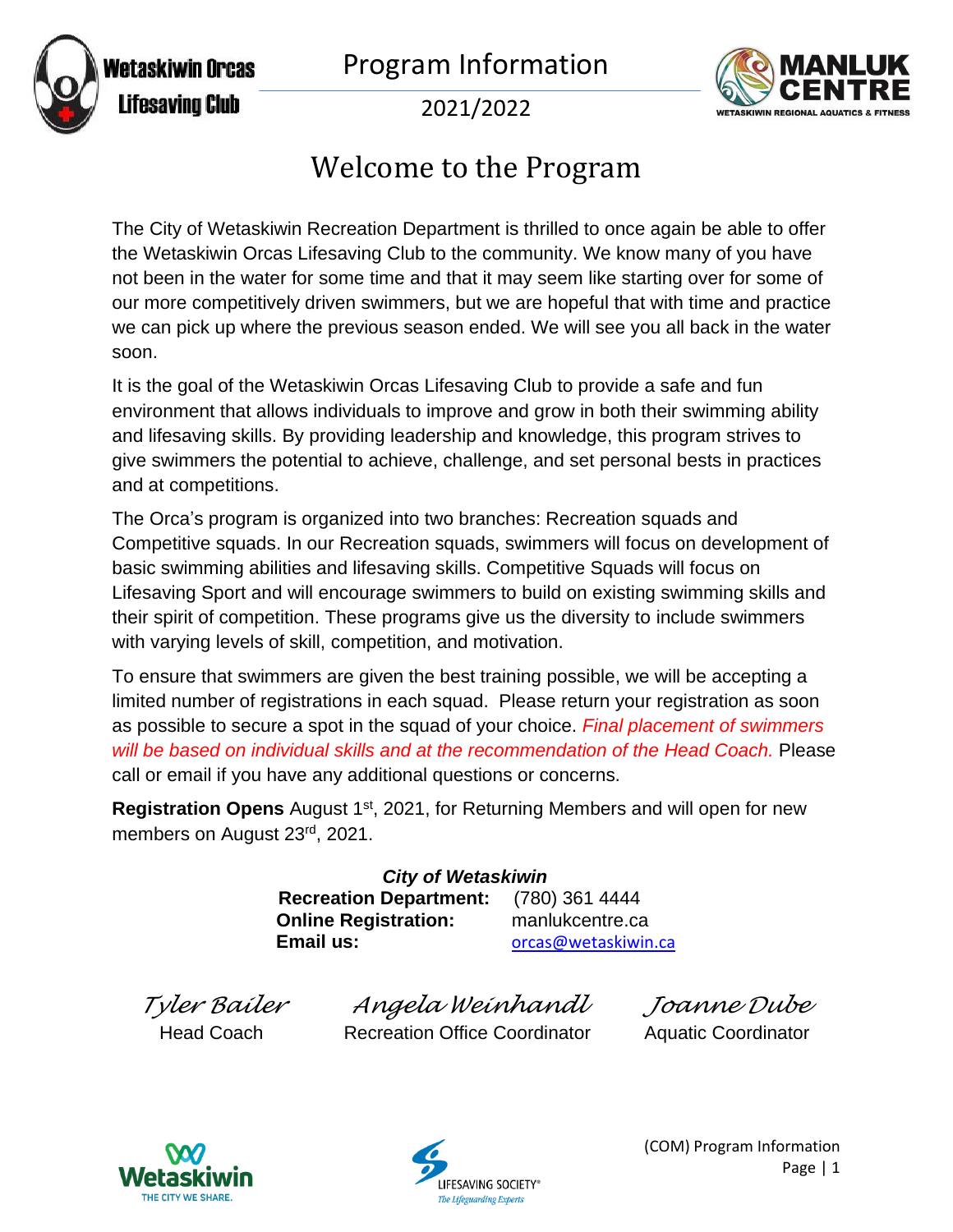Wetaskiwin Orcas Lifesaving Club

Program Information

2021/2022

# Welcome to the Program

The City of Wetaskiwin Recreation Department is thrilled to once again be able to offer the Wetaskiwin Orcas Lifesaving Club to the community. We know many of you have not been in the water for some time and that it may seem like starting over for some of our more competitively driven swimmers, but we are hopeful that with time and practice we can pick up where the previous season ended. We will see you all back in the water soon.

It is the goal of the Wetaskiwin Orcas Lifesaving Club to provide a safe and fun environment that allows individuals to improve and grow in both their swimming ability and lifesaving skills. By providing leadership and knowledge, this program strives to give swimmers the potential to achieve, challenge, and set personal bests in practices and at competitions.

The Orca's program is organized into two branches: Recreation squads and Competitive squads. In our Recreation squads, swimmers will focus on development of basic swimming abilities and lifesaving skills. Competitive Squads will focus on Lifesaving Sport and will encourage swimmers to build on existing swimming skills and their spirit of competition. These programs give us the diversity to include swimmers with varying levels of skill, competition, and motivation.

To ensure that swimmers are given the best training possible, we will be accepting a limited number of registrations in each squad. Please return your registration as soon as possible to secure a spot in the squad of your choice. *Final placement of swimmers will be based on individual skills and at the recommendation of the Head Coach.* Please call or email if you have any additional questions or concerns.

**Registration Opens** August 1st, 2021, for Returning Members and will open for new members on August 23rd, 2021.

***City of Wetaskiwin***

**Recreation Department:** (780) 361 4444
**Online Registration:** manlukcentre.ca
**Email us:** orcas@wetaskiwin.ca

| *Tyler Bailer* | *Angela Weinhandl* | *Joanne Dube* |
|---|---|---|
| Head Coach | Recreation Office Coordinator | Aquatic Coordinator |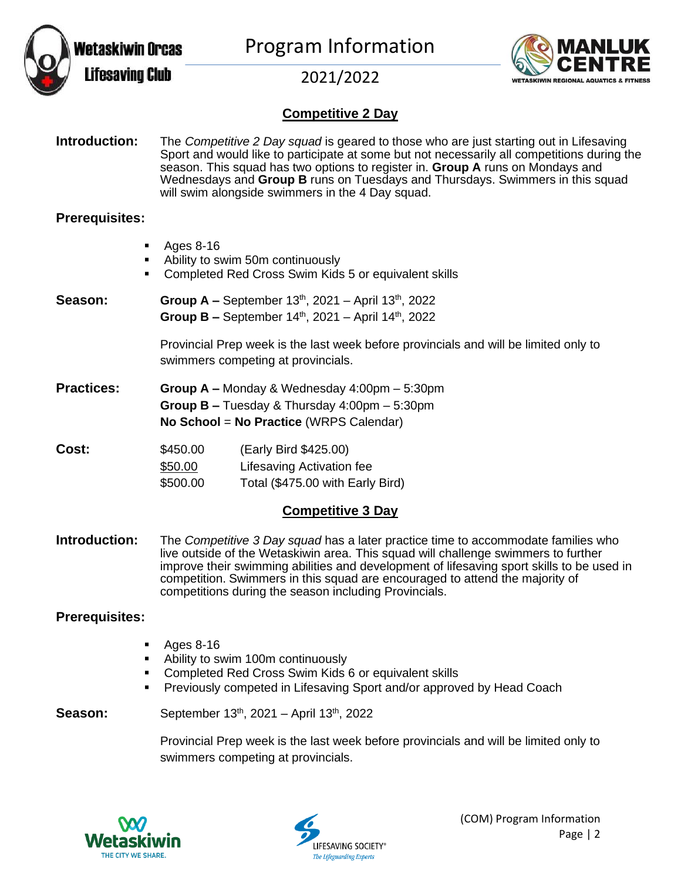Program Information

2021/2022

## Competitive 2 Day

**Introduction:** The *Competitive 2 Day squad* is geared to those who are just starting out in Lifesaving Sport and would like to participate at some but not necessarily all competitions during the season. This squad has two options to register in. **Group A** runs on Mondays and Wednesdays and **Group B** runs on Tuesdays and Thursdays. Swimmers in this squad will swim alongside swimmers in the 4 Day squad.

**Prerequisites:**

- Ages 8-16
- Ability to swim 50m continuously
- Completed Red Cross Swim Kids 5 or equivalent skills

**Season:**

**Group A –** September 13th, 2021 – April 13th, 2022
**Group B –** September 14th, 2021 – April 14th, 2022

Provincial Prep week is the last week before provincials and will be limited only to swimmers competing at provincials.

**Practices:**

**Group A –** Monday & Wednesday 4:00pm – 5:30pm
**Group B –** Tuesday & Thursday 4:00pm – 5:30pm
**No School** = **No Practice** (WRPS Calendar)

**Cost:**

| | |
|---|---|
| $450.00 | (Early Bird $425.00) |
| $50.00 | Lifesaving Activation fee |
| $500.00 | Total ($475.00 with Early Bird) |

## Competitive 3 Day

**Introduction:** The *Competitive 3 Day squad* has a later practice time to accommodate families who live outside of the Wetaskiwin area. This squad will challenge swimmers to further improve their swimming abilities and development of lifesaving sport skills to be used in competition. Swimmers in this squad are encouraged to attend the majority of competitions during the season including Provincials.

**Prerequisites:**

- Ages 8-16
- Ability to swim 100m continuously
- Completed Red Cross Swim Kids 6 or equivalent skills
- Previously competed in Lifesaving Sport and/or approved by Head Coach

**Season:** September 13th, 2021 – April 13th, 2022

Provincial Prep week is the last week before provincials and will be limited only to swimmers competing at provincials.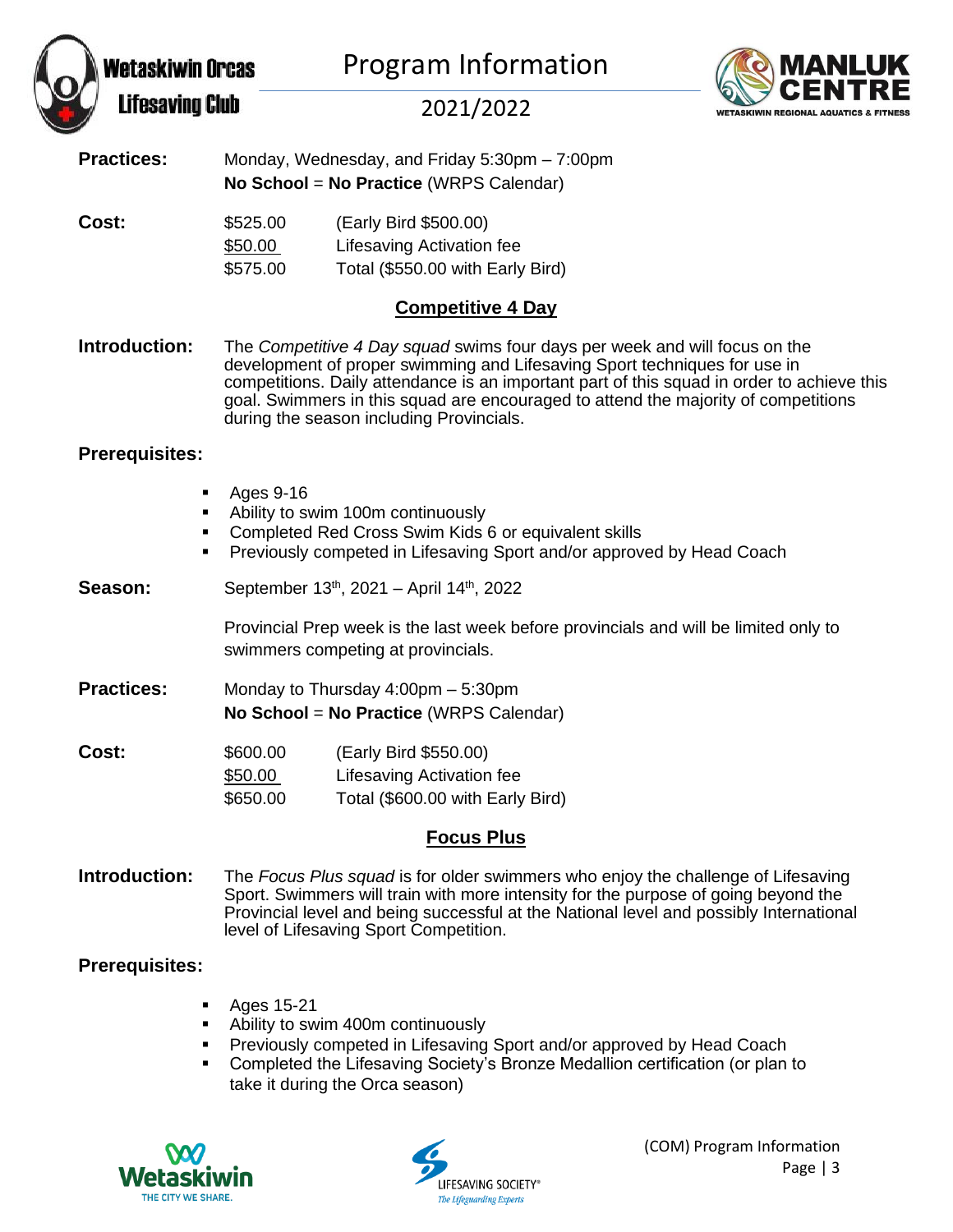**Practices:** Monday, Wednesday, and Friday 5:30pm – 7:00pm
**No School** = **No Practice** (WRPS Calendar)

**Cost:**

| | |
|---|---|
| $525.00 | (Early Bird $500.00) |
| $50.00 | Lifesaving Activation fee |
| $575.00 | Total ($550.00 with Early Bird) |

## Competitive 4 Day

**Introduction:** The *Competitive 4 Day squad* swims four days per week and will focus on the development of proper swimming and Lifesaving Sport techniques for use in competitions. Daily attendance is an important part of this squad in order to achieve this goal. Swimmers in this squad are encouraged to attend the majority of competitions during the season including Provincials.

**Prerequisites:**

- Ages 9-16
- Ability to swim 100m continuously
- Completed Red Cross Swim Kids 6 or equivalent skills
- Previously competed in Lifesaving Sport and/or approved by Head Coach

**Season:** September 13th, 2021 – April 14th, 2022

Provincial Prep week is the last week before provincials and will be limited only to swimmers competing at provincials.

**Practices:** Monday to Thursday 4:00pm – 5:30pm
**No School** = **No Practice** (WRPS Calendar)

**Cost:**

| | |
|---|---|
| $600.00 | (Early Bird $550.00) |
| $50.00 | Lifesaving Activation fee |
| $650.00 | Total ($600.00 with Early Bird) |

## Focus Plus

**Introduction:** The *Focus Plus squad* is for older swimmers who enjoy the challenge of Lifesaving Sport. Swimmers will train with more intensity for the purpose of going beyond the Provincial level and being successful at the National level and possibly International level of Lifesaving Sport Competition.

**Prerequisites:**

- Ages 15-21
- Ability to swim 400m continuously
- Previously competed in Lifesaving Sport and/or approved by Head Coach
- Completed the Lifesaving Society's Bronze Medallion certification (or plan to take it during the Orca season)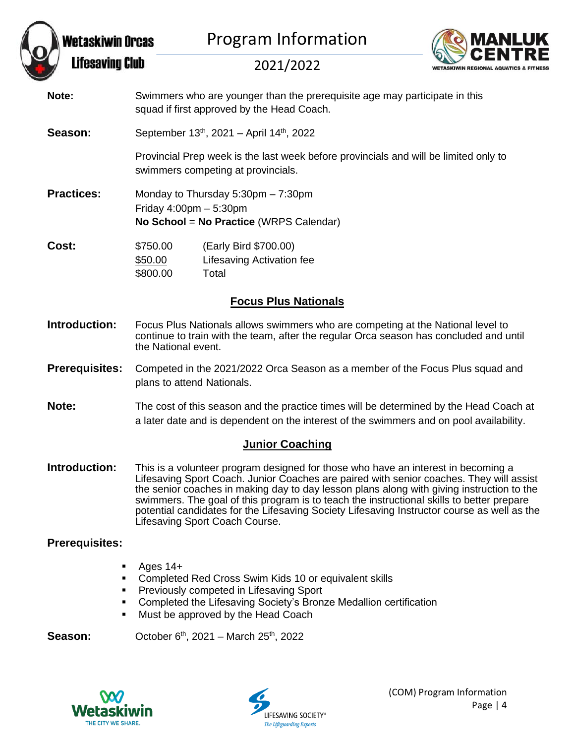**Note:** Swimmers who are younger than the prerequisite age may participate in this squad if first approved by the Head Coach.

**Season:** September 13th, 2021 – April 14th, 2022

Provincial Prep week is the last week before provincials and will be limited only to swimmers competing at provincials.

**Practices:** Monday to Thursday 5:30pm – 7:30pm
Friday 4:00pm – 5:30pm
**No School** = **No Practice** (WRPS Calendar)

**Cost:**

| | |
|---|---|
| $750.00 | (Early Bird $700.00) |
| $50.00 | Lifesaving Activation fee |
| $800.00 | Total |

## Focus Plus Nationals

**Introduction:** Focus Plus Nationals allows swimmers who are competing at the National level to continue to train with the team, after the regular Orca season has concluded and until the National event.

**Prerequisites:** Competed in the 2021/2022 Orca Season as a member of the Focus Plus squad and plans to attend Nationals.

**Note:** The cost of this season and the practice times will be determined by the Head Coach at a later date and is dependent on the interest of the swimmers and on pool availability.

## Junior Coaching

**Introduction:** This is a volunteer program designed for those who have an interest in becoming a Lifesaving Sport Coach. Junior Coaches are paired with senior coaches. They will assist the senior coaches in making day to day lesson plans along with giving instruction to the swimmers. The goal of this program is to teach the instructional skills to better prepare potential candidates for the Lifesaving Society Lifesaving Instructor course as well as the Lifesaving Sport Coach Course.

**Prerequisites:**

- Ages 14+
- Completed Red Cross Swim Kids 10 or equivalent skills
- Previously competed in Lifesaving Sport
- Completed the Lifesaving Society's Bronze Medallion certification
- Must be approved by the Head Coach

**Season:** October 6th, 2021 – March 25th, 2022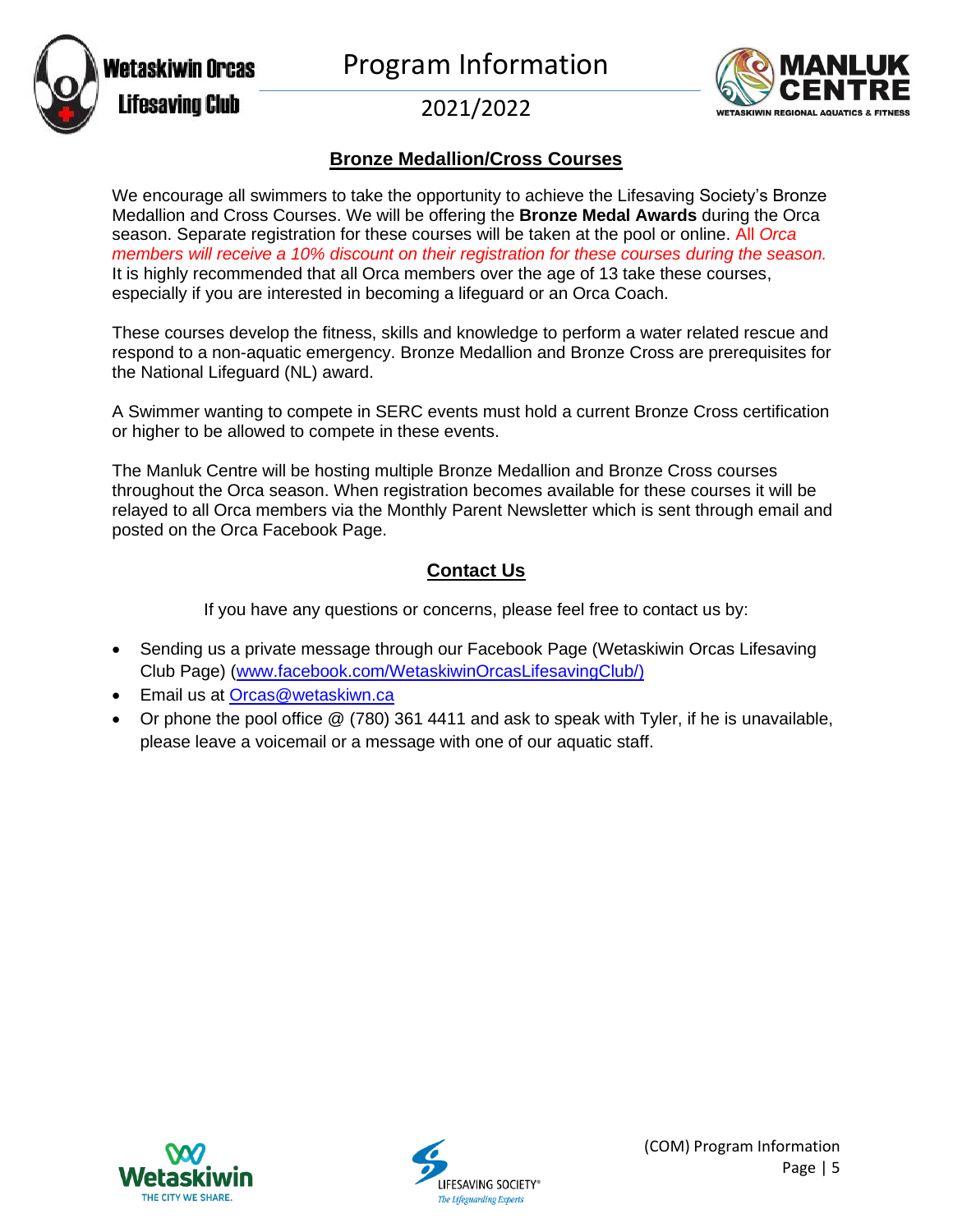## Bronze Medallion/Cross Courses

We encourage all swimmers to take the opportunity to achieve the Lifesaving Society's Bronze Medallion and Cross Courses. We will be offering the **Bronze Medal Awards** during the Orca season. Separate registration for these courses will be taken at the pool or online. *All Orca members will receive a 10% discount on their registration for these courses during the season.* It is highly recommended that all Orca members over the age of 13 take these courses, especially if you are interested in becoming a lifeguard or an Orca Coach.

These courses develop the fitness, skills and knowledge to perform a water related rescue and respond to a non-aquatic emergency. Bronze Medallion and Bronze Cross are prerequisites for the National Lifeguard (NL) award.

A Swimmer wanting to compete in SERC events must hold a current Bronze Cross certification or higher to be allowed to compete in these events.

The Manluk Centre will be hosting multiple Bronze Medallion and Bronze Cross courses throughout the Orca season. When registration becomes available for these courses it will be relayed to all Orca members via the Monthly Parent Newsletter which is sent through email and posted on the Orca Facebook Page.

## Contact Us

If you have any questions or concerns, please feel free to contact us by:

- Sending us a private message through our Facebook Page (Wetaskiwin Orcas Lifesaving Club Page) (www.facebook.com/WetaskiwinOrcasLifesavingClub/)
- Email us at Orcas@wetaskiwn.ca
- Or phone the pool office @ (780) 361 4411 and ask to speak with Tyler, if he is unavailable, please leave a voicemail or a message with one of our aquatic staff.